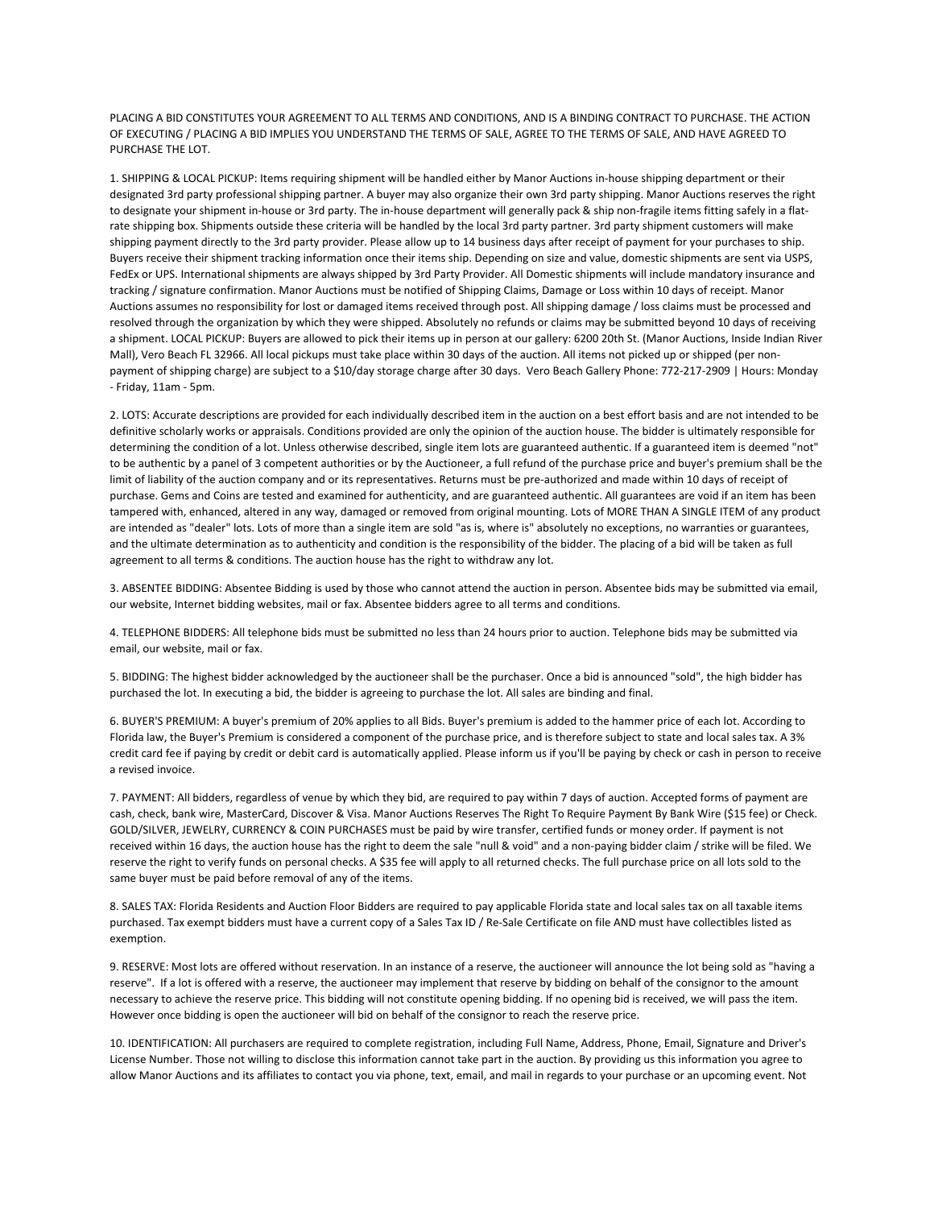PLACING A BID CONSTITUTES YOUR AGREEMENT TO ALL TERMS AND CONDITIONS, AND IS A BINDING CONTRACT TO PURCHASE. THE ACTION OF EXECUTING / PLACING A BID IMPLIES YOU UNDERSTAND THE TERMS OF SALE, AGREE TO THE TERMS OF SALE, AND HAVE AGREED TO PURCHASE THE LOT.

1. SHIPPING & LOCAL PICKUP: Items requiring shipment will be handled either by Manor Auctions in-house shipping department or their designated 3rd party professional shipping partner. A buyer may also organize their own 3rd party shipping. Manor Auctions reserves the right to designate your shipment in-house or 3rd party. The in-house department will generally pack & ship non-fragile items fitting safely in a flat-rate shipping box. Shipments outside these criteria will be handled by the local 3rd party partner. 3rd party shipment customers will make shipping payment directly to the 3rd party provider. Please allow up to 14 business days after receipt of payment for your purchases to ship. Buyers receive their shipment tracking information once their items ship. Depending on size and value, domestic shipments are sent via USPS, FedEx or UPS. International shipments are always shipped by 3rd Party Provider. All Domestic shipments will include mandatory insurance and tracking / signature confirmation. Manor Auctions must be notified of Shipping Claims, Damage or Loss within 10 days of receipt. Manor Auctions assumes no responsibility for lost or damaged items received through post. All shipping damage / loss claims must be processed and resolved through the organization by which they were shipped. Absolutely no refunds or claims may be submitted beyond 10 days of receiving a shipment. LOCAL PICKUP: Buyers are allowed to pick their items up in person at our gallery: 6200 20th St. (Manor Auctions, Inside Indian River Mall), Vero Beach FL 32966. All local pickups must take place within 30 days of the auction. All items not picked up or shipped (per non-payment of shipping charge) are subject to a $10/day storage charge after 30 days. Vero Beach Gallery Phone: 772-217-2909 | Hours: Monday - Friday, 11am - 5pm.

2. LOTS: Accurate descriptions are provided for each individually described item in the auction on a best effort basis and are not intended to be definitive scholarly works or appraisals. Conditions provided are only the opinion of the auction house. The bidder is ultimately responsible for determining the condition of a lot. Unless otherwise described, single item lots are guaranteed authentic. If a guaranteed item is deemed "not" to be authentic by a panel of 3 competent authorities or by the Auctioneer, a full refund of the purchase price and buyer's premium shall be the limit of liability of the auction company and or its representatives. Returns must be pre-authorized and made within 10 days of receipt of purchase. Gems and Coins are tested and examined for authenticity, and are guaranteed authentic. All guarantees are void if an item has been tampered with, enhanced, altered in any way, damaged or removed from original mounting. Lots of MORE THAN A SINGLE ITEM of any product are intended as "dealer" lots. Lots of more than a single item are sold "as is, where is" absolutely no exceptions, no warranties or guarantees, and the ultimate determination as to authenticity and condition is the responsibility of the bidder. The placing of a bid will be taken as full agreement to all terms & conditions. The auction house has the right to withdraw any lot.

3. ABSENTEE BIDDING: Absentee Bidding is used by those who cannot attend the auction in person. Absentee bids may be submitted via email, our website, Internet bidding websites, mail or fax. Absentee bidders agree to all terms and conditions.

4. TELEPHONE BIDDERS: All telephone bids must be submitted no less than 24 hours prior to auction. Telephone bids may be submitted via email, our website, mail or fax.

5. BIDDING: The highest bidder acknowledged by the auctioneer shall be the purchaser. Once a bid is announced "sold", the high bidder has purchased the lot. In executing a bid, the bidder is agreeing to purchase the lot. All sales are binding and final.

6. BUYER'S PREMIUM: A buyer's premium of 20% applies to all Bids. Buyer's premium is added to the hammer price of each lot. According to Florida law, the Buyer's Premium is considered a component of the purchase price, and is therefore subject to state and local sales tax. A 3% credit card fee if paying by credit or debit card is automatically applied. Please inform us if you'll be paying by check or cash in person to receive a revised invoice.

7. PAYMENT: All bidders, regardless of venue by which they bid, are required to pay within 7 days of auction. Accepted forms of payment are cash, check, bank wire, MasterCard, Discover & Visa. Manor Auctions Reserves The Right To Require Payment By Bank Wire ($15 fee) or Check. GOLD/SILVER, JEWELRY, CURRENCY & COIN PURCHASES must be paid by wire transfer, certified funds or money order. If payment is not received within 16 days, the auction house has the right to deem the sale "null & void" and a non-paying bidder claim / strike will be filed. We reserve the right to verify funds on personal checks. A $35 fee will apply to all returned checks. The full purchase price on all lots sold to the same buyer must be paid before removal of any of the items.

8. SALES TAX: Florida Residents and Auction Floor Bidders are required to pay applicable Florida state and local sales tax on all taxable items purchased. Tax exempt bidders must have a current copy of a Sales Tax ID / Re-Sale Certificate on file AND must have collectibles listed as exemption.

9. RESERVE: Most lots are offered without reservation. In an instance of a reserve, the auctioneer will announce the lot being sold as "having a reserve". If a lot is offered with a reserve, the auctioneer may implement that reserve by bidding on behalf of the consignor to the amount necessary to achieve the reserve price. This bidding will not constitute opening bidding. If no opening bid is received, we will pass the item. However once bidding is open the auctioneer will bid on behalf of the consignor to reach the reserve price.

10. IDENTIFICATION: All purchasers are required to complete registration, including Full Name, Address, Phone, Email, Signature and Driver's License Number. Those not willing to disclose this information cannot take part in the auction. By providing us this information you agree to allow Manor Auctions and its affiliates to contact you via phone, text, email, and mail in regards to your purchase or an upcoming event. Not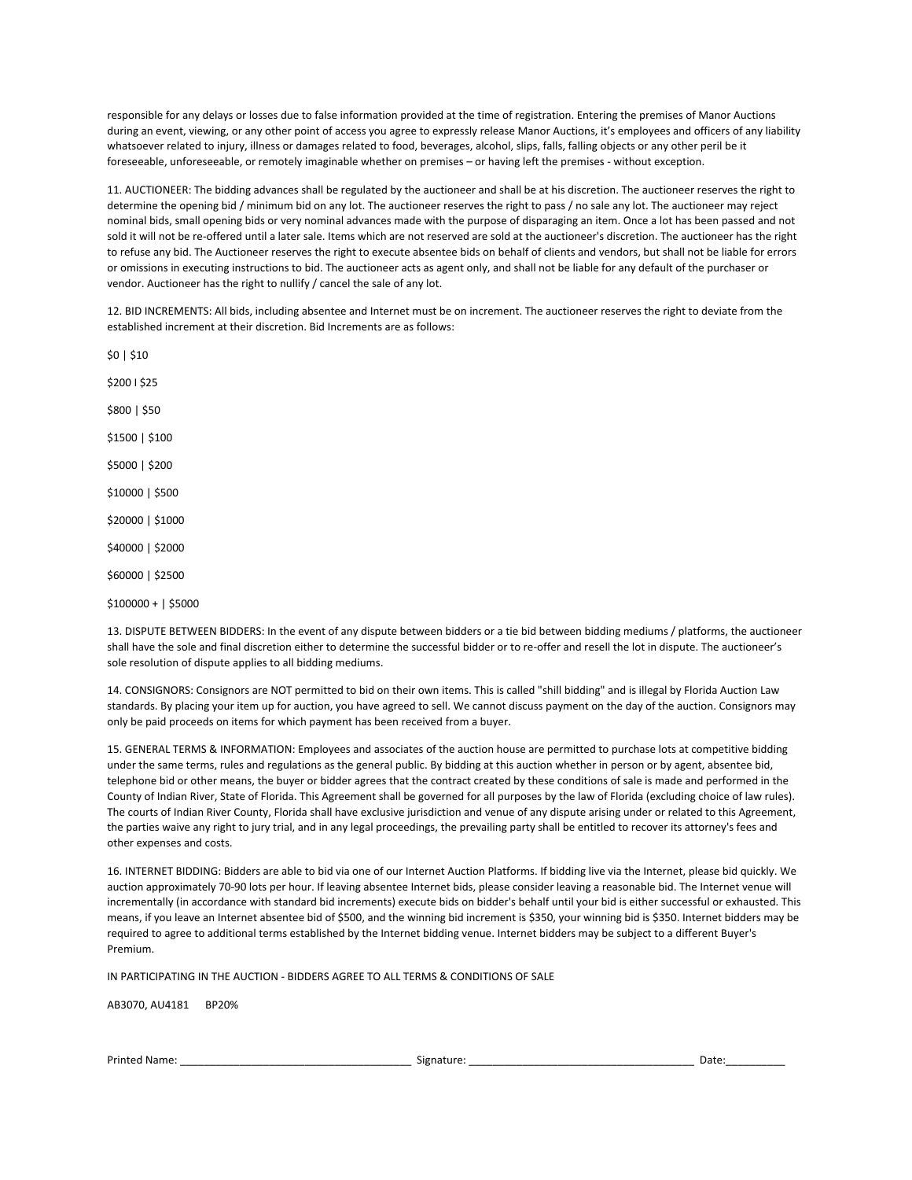responsible for any delays or losses due to false information provided at the time of registration. Entering the premises of Manor Auctions during an event, viewing, or any other point of access you agree to expressly release Manor Auctions, it's employees and officers of any liability whatsoever related to injury, illness or damages related to food, beverages, alcohol, slips, falls, falling objects or any other peril be it foreseeable, unforeseeable, or remotely imaginable whether on premises – or having left the premises - without exception.

11. AUCTIONEER: The bidding advances shall be regulated by the auctioneer and shall be at his discretion. The auctioneer reserves the right to determine the opening bid / minimum bid on any lot. The auctioneer reserves the right to pass / no sale any lot. The auctioneer may reject nominal bids, small opening bids or very nominal advances made with the purpose of disparaging an item. Once a lot has been passed and not sold it will not be re-offered until a later sale. Items which are not reserved are sold at the auctioneer's discretion. The auctioneer has the right to refuse any bid. The Auctioneer reserves the right to execute absentee bids on behalf of clients and vendors, but shall not be liable for errors or omissions in executing instructions to bid. The auctioneer acts as agent only, and shall not be liable for any default of the purchaser or vendor. Auctioneer has the right to nullify / cancel the sale of any lot.

12. BID INCREMENTS: All bids, including absentee and Internet must be on increment. The auctioneer reserves the right to deviate from the established increment at their discretion. Bid Increments are as follows:

$0 | $10

$200 I $25

$800 | $50

$1500 | $100

$5000 | $200

$10000 | $500

$20000 | $1000

$40000 | $2000

$60000 | $2500

$100000 + | $5000

13. DISPUTE BETWEEN BIDDERS: In the event of any dispute between bidders or a tie bid between bidding mediums / platforms, the auctioneer shall have the sole and final discretion either to determine the successful bidder or to re-offer and resell the lot in dispute. The auctioneer's sole resolution of dispute applies to all bidding mediums.

14. CONSIGNORS: Consignors are NOT permitted to bid on their own items. This is called "shill bidding" and is illegal by Florida Auction Law standards. By placing your item up for auction, you have agreed to sell. We cannot discuss payment on the day of the auction. Consignors may only be paid proceeds on items for which payment has been received from a buyer.

15. GENERAL TERMS & INFORMATION: Employees and associates of the auction house are permitted to purchase lots at competitive bidding under the same terms, rules and regulations as the general public. By bidding at this auction whether in person or by agent, absentee bid, telephone bid or other means, the buyer or bidder agrees that the contract created by these conditions of sale is made and performed in the County of Indian River, State of Florida. This Agreement shall be governed for all purposes by the law of Florida (excluding choice of law rules). The courts of Indian River County, Florida shall have exclusive jurisdiction and venue of any dispute arising under or related to this Agreement, the parties waive any right to jury trial, and in any legal proceedings, the prevailing party shall be entitled to recover its attorney's fees and other expenses and costs.

16. INTERNET BIDDING: Bidders are able to bid via one of our Internet Auction Platforms. If bidding live via the Internet, please bid quickly. We auction approximately 70-90 lots per hour. If leaving absentee Internet bids, please consider leaving a reasonable bid. The Internet venue will incrementally (in accordance with standard bid increments) execute bids on bidder's behalf until your bid is either successful or exhausted. This means, if you leave an Internet absentee bid of $500, and the winning bid increment is $350, your winning bid is $350. Internet bidders may be required to agree to additional terms established by the Internet bidding venue. Internet bidders may be subject to a different Buyer's Premium.

IN PARTICIPATING IN THE AUCTION - BIDDERS AGREE TO ALL TERMS & CONDITIONS OF SALE

AB3070, AU4181 BP20%

Printed Name: _______________________________________ Signature: ______________________________________ Date:__________